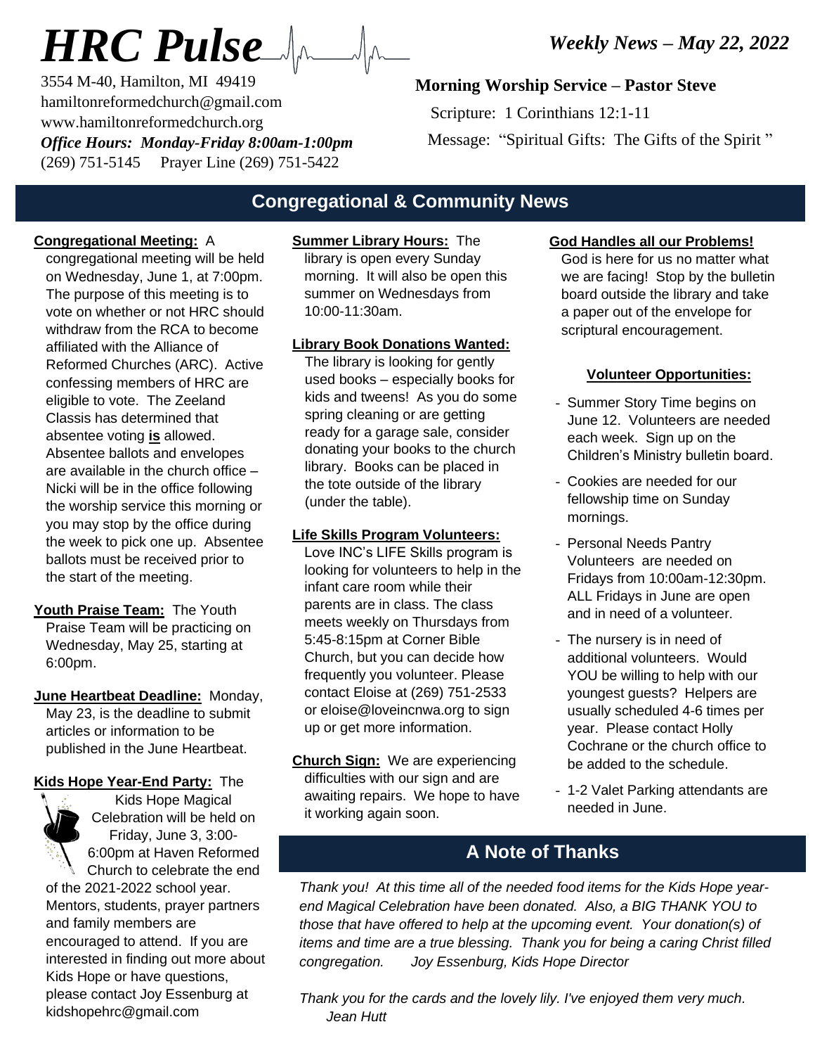# HRC Pulse

*Weekly News – May 22, 2022*

3554 M-40, Hamilton, MI 49419
hamiltonreformedchurch@gmail.com
www.hamiltonreformedchurch.org
***Office Hours: Monday-Friday 8:00am-1:00pm***
(269) 751-5145 Prayer Line (269) 751-5422

**Morning Worship Service – Pastor Steve**

Scripture: 1 Corinthians 12:1-11

Message: "Spiritual Gifts: The Gifts of the Spirit "

## Congregational & Community News

**Congregational Meeting:** A congregational meeting will be held on Wednesday, June 1, at 7:00pm. The purpose of this meeting is to vote on whether or not HRC should withdraw from the RCA to become affiliated with the Alliance of Reformed Churches (ARC). Active confessing members of HRC are eligible to vote. The Zeeland Classis has determined that absentee voting **is** allowed. Absentee ballots and envelopes are available in the church office – Nicki will be in the office following the worship service this morning or you may stop by the office during the week to pick one up. Absentee ballots must be received prior to the start of the meeting.

**Youth Praise Team:** The Youth Praise Team will be practicing on Wednesday, May 25, starting at 6:00pm.

**June Heartbeat Deadline:** Monday, May 23, is the deadline to submit articles or information to be published in the June Heartbeat.

**Kids Hope Year-End Party:** The Kids Hope Magical Celebration will be held on Friday, June 3, 3:00-6:00pm at Haven Reformed Church to celebrate the end of the 2021-2022 school year. Mentors, students, prayer partners and family members are encouraged to attend. If you are interested in finding out more about Kids Hope or have questions, please contact Joy Essenburg at kidshopehrc@gmail.com

**Summer Library Hours:** The library is open every Sunday morning. It will also be open this summer on Wednesdays from 10:00-11:30am.

**Library Book Donations Wanted:** The library is looking for gently used books – especially books for kids and tweens! As you do some spring cleaning or are getting ready for a garage sale, consider donating your books to the church library. Books can be placed in the tote outside of the library (under the table).

**Life Skills Program Volunteers:** Love INC's LIFE Skills program is looking for volunteers to help in the infant care room while their parents are in class. The class meets weekly on Thursdays from 5:45-8:15pm at Corner Bible Church, but you can decide how frequently you volunteer. Please contact Eloise at (269) 751-2533 or eloise@loveincnwa.org to sign up or get more information.

**Church Sign:** We are experiencing difficulties with our sign and are awaiting repairs. We hope to have it working again soon.

**God Handles all our Problems!** God is here for us no matter what we are facing! Stop by the bulletin board outside the library and take a paper out of the envelope for scriptural encouragement.

**Volunteer Opportunities:**

- Summer Story Time begins on June 12. Volunteers are needed each week. Sign up on the Children's Ministry bulletin board.
- Cookies are needed for our fellowship time on Sunday mornings.
- Personal Needs Pantry Volunteers are needed on Fridays from 10:00am-12:30pm. ALL Fridays in June are open and in need of a volunteer.
- The nursery is in need of additional volunteers. Would YOU be willing to help with our youngest guests? Helpers are usually scheduled 4-6 times per year. Please contact Holly Cochrane or the church office to be added to the schedule.
- 1-2 Valet Parking attendants are needed in June.

## A Note of Thanks

*Thank you! At this time all of the needed food items for the Kids Hope year-end Magical Celebration have been donated. Also, a BIG THANK YOU to those that have offered to help at the upcoming event. Your donation(s) of items and time are a true blessing. Thank you for being a caring Christ filled congregation. Joy Essenburg, Kids Hope Director*

*Thank you for the cards and the lovely lily. I've enjoyed them very much. Jean Hutt*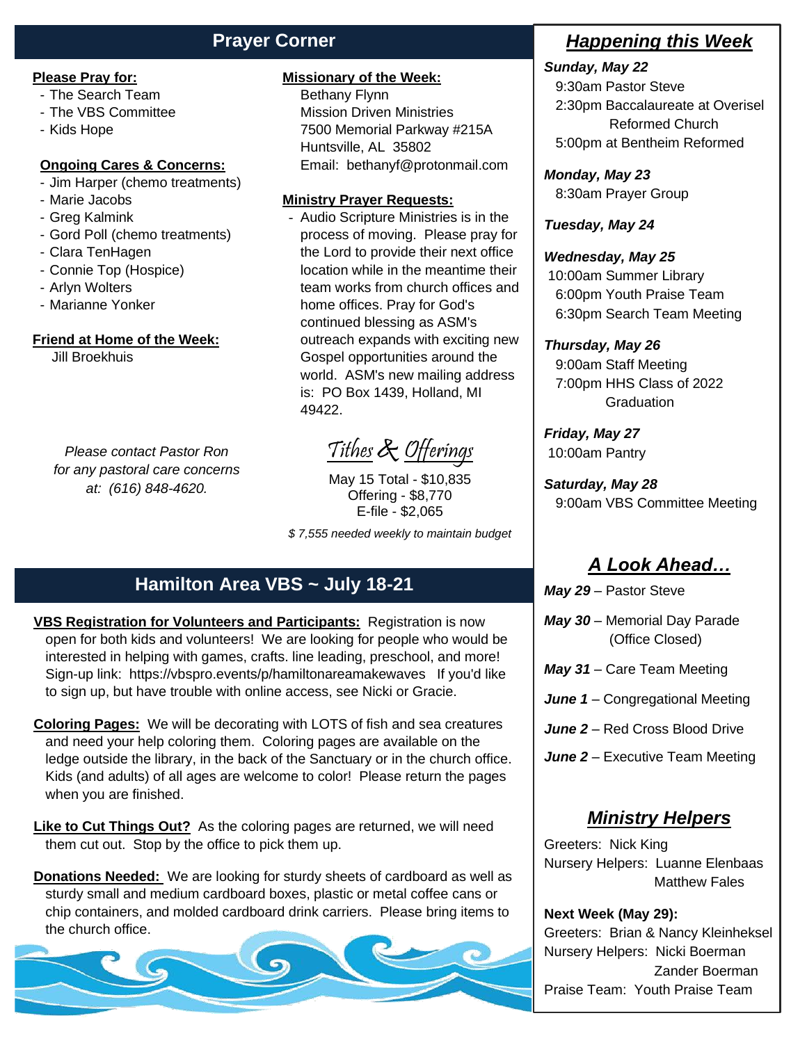## Prayer Corner

**Please Pray for:**

- The Search Team
- The VBS Committee
- Kids Hope

**Ongoing Cares & Concerns:**

- Jim Harper (chemo treatments)
- Marie Jacobs
- Greg Kalmink
- Gord Poll (chemo treatments)
- Clara TenHagen
- Connie Top (Hospice)
- Arlyn Wolters
- Marianne Yonker

**Friend at Home of the Week:**

Jill Broekhuis

*Please contact Pastor Ron for any pastoral care concerns at: (616) 848-4620.*

**Missionary of the Week:**

Bethany Flynn
Mission Driven Ministries
7500 Memorial Parkway #215A
Huntsville, AL 35802
Email: bethanyf@protonmail.com

**Ministry Prayer Requests:**

- Audio Scripture Ministries is in the process of moving. Please pray for the Lord to provide their next office location while in the meantime their team works from church offices and home offices. Pray for God's continued blessing as ASM's outreach expands with exciting new Gospel opportunities around the world. ASM's new mailing address is: PO Box 1439, Holland, MI 49422.

### Tithes & Offerings

May 15 Total - $10,835
Offering - $8,770
E-file - $2,065

*$ 7,555 needed weekly to maintain budget*

## Hamilton Area VBS ~ July 18-21

**VBS Registration for Volunteers and Participants:** Registration is now open for both kids and volunteers! We are looking for people who would be interested in helping with games, crafts. line leading, preschool, and more! Sign-up link: https://vbspro.events/p/hamiltonareamakewaves If you'd like to sign up, but have trouble with online access, see Nicki or Gracie.

**Coloring Pages:** We will be decorating with LOTS of fish and sea creatures and need your help coloring them. Coloring pages are available on the ledge outside the library, in the back of the Sanctuary or in the church office. Kids (and adults) of all ages are welcome to color! Please return the pages when you are finished.

**Like to Cut Things Out?** As the coloring pages are returned, we will need them cut out. Stop by the office to pick them up.

**Donations Needed:** We are looking for sturdy sheets of cardboard as well as sturdy small and medium cardboard boxes, plastic or metal coffee cans or chip containers, and molded cardboard drink carriers. Please bring items to the church office.

## *Happening this Week*

***Sunday, May 22***
9:30am Pastor Steve
2:30pm Baccalaureate at Overisel Reformed Church
5:00pm at Bentheim Reformed

***Monday, May 23***
8:30am Prayer Group

***Tuesday, May 24***

***Wednesday, May 25***
10:00am Summer Library
6:00pm Youth Praise Team
6:30pm Search Team Meeting

***Thursday, May 26***
9:00am Staff Meeting
7:00pm HHS Class of 2022 Graduation

***Friday, May 27***
10:00am Pantry

***Saturday, May 28***
9:00am VBS Committee Meeting

## *A Look Ahead…*

***May 29*** – Pastor Steve

***May 30*** – Memorial Day Parade (Office Closed)

***May 31*** – Care Team Meeting

***June 1*** – Congregational Meeting

***June 2*** – Red Cross Blood Drive

***June 2*** – Executive Team Meeting

## *Ministry Helpers*

Greeters: Nick King
Nursery Helpers: Luanne Elenbaas
Matthew Fales

**Next Week (May 29):**
Greeters: Brian & Nancy Kleinheksel
Nursery Helpers: Nicki Boerman
Zander Boerman
Praise Team: Youth Praise Team